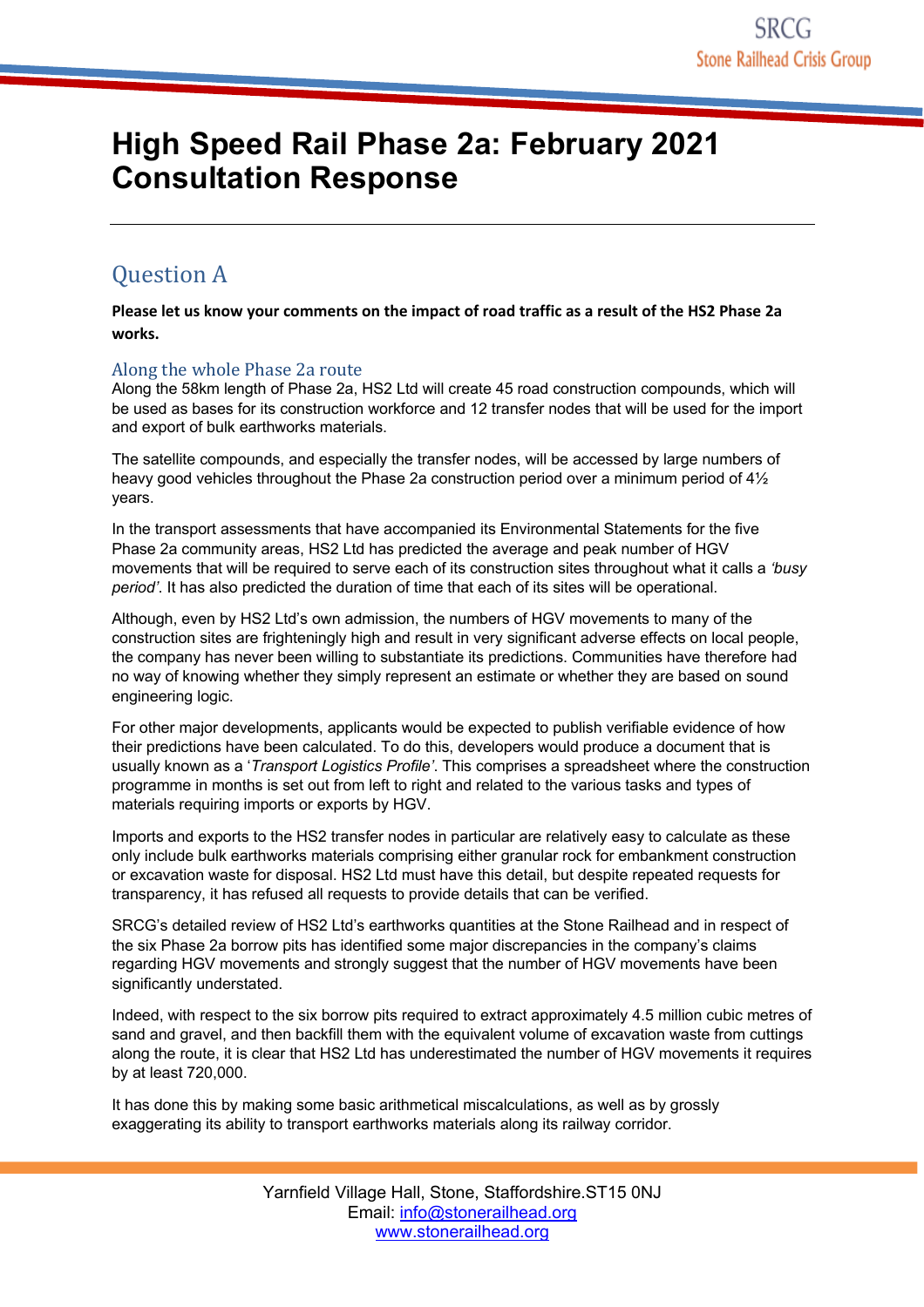# High Speed Rail Phase 2a: February 2021 Consultation Response

## Question A

**Please let us know your comments on the impact of road traffic as a result of the HS2 Phase 2a works.**

### Along the whole Phase 2a route

Along the 58km length of Phase 2a, HS2 Ltd will create 45 road construction compounds, which will be used as bases for its construction workforce and 12 transfer nodes that will be used for the import and export of bulk earthworks materials.

The satellite compounds, and especially the transfer nodes, will be accessed by large numbers of heavy good vehicles throughout the Phase 2a construction period over a minimum period of 4½ years.

In the transport assessments that have accompanied its Environmental Statements for the five Phase 2a community areas, HS2 Ltd has predicted the average and peak number of HGV movements that will be required to serve each of its construction sites throughout what it calls a *'busy period'*. It has also predicted the duration of time that each of its sites will be operational.

Although, even by HS2 Ltd's own admission, the numbers of HGV movements to many of the construction sites are frighteningly high and result in very significant adverse effects on local people, the company has never been willing to substantiate its predictions. Communities have therefore had no way of knowing whether they simply represent an estimate or whether they are based on sound engineering logic.

For other major developments, applicants would be expected to publish verifiable evidence of how their predictions have been calculated. To do this, developers would produce a document that is usually known as a '*Transport Logistics Profile'*. This comprises a spreadsheet where the construction programme in months is set out from left to right and related to the various tasks and types of materials requiring imports or exports by HGV.

Imports and exports to the HS2 transfer nodes in particular are relatively easy to calculate as these only include bulk earthworks materials comprising either granular rock for embankment construction or excavation waste for disposal. HS2 Ltd must have this detail, but despite repeated requests for transparency, it has refused all requests to provide details that can be verified.

SRCG's detailed review of HS2 Ltd's earthworks quantities at the Stone Railhead and in respect of the six Phase 2a borrow pits has identified some major discrepancies in the company's claims regarding HGV movements and strongly suggest that the number of HGV movements have been significantly understated.

Indeed, with respect to the six borrow pits required to extract approximately 4.5 million cubic metres of sand and gravel, and then backfill them with the equivalent volume of excavation waste from cuttings along the route, it is clear that HS2 Ltd has underestimated the number of HGV movements it requires by at least 720,000.

It has done this by making some basic arithmetical miscalculations, as well as by grossly exaggerating its ability to transport earthworks materials along its railway corridor.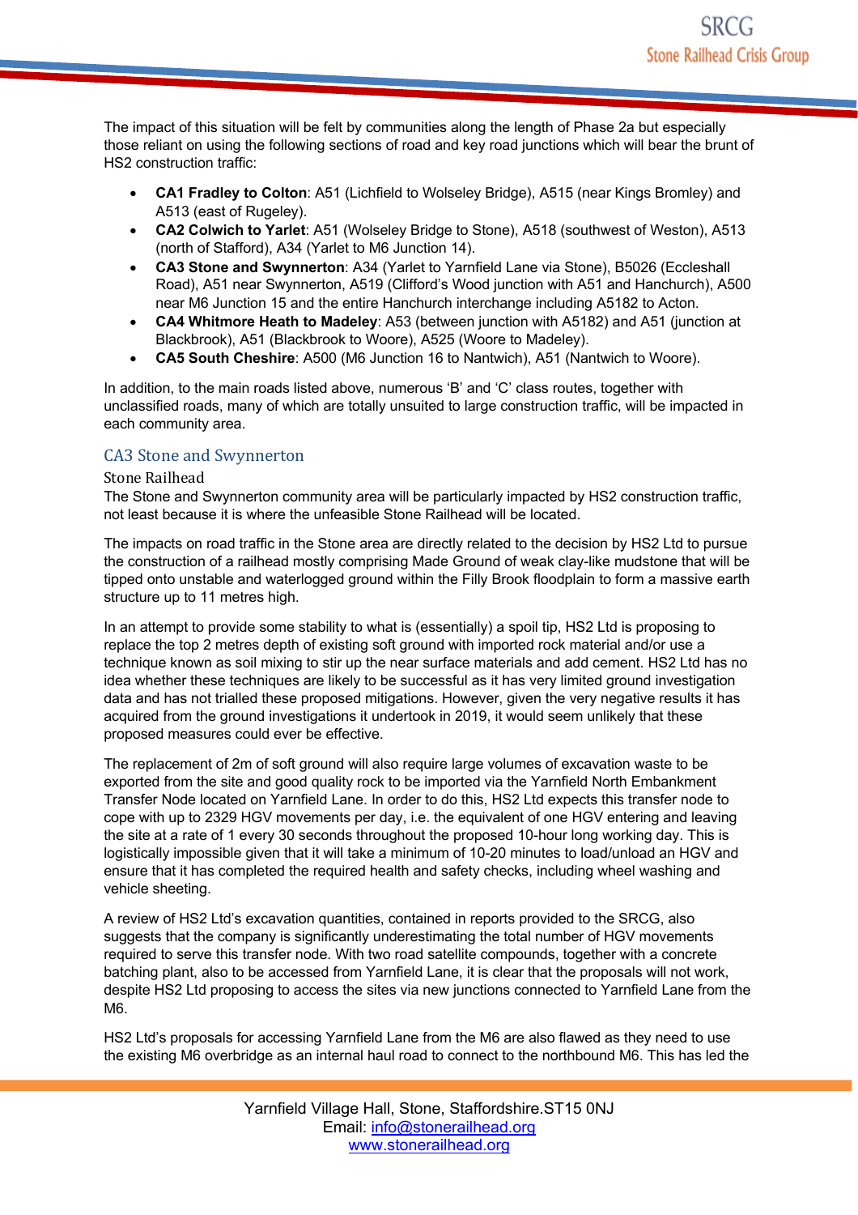The impact of this situation will be felt by communities along the length of Phase 2a but especially those reliant on using the following sections of road and key road junctions which will bear the brunt of HS2 construction traffic:

- **CA1 Fradley to Colton**: A51 (Lichfield to Wolseley Bridge), A515 (near Kings Bromley) and A513 (east of Rugeley).
- **CA2 Colwich to Yarlet**: A51 (Wolseley Bridge to Stone), A518 (southwest of Weston), A513 (north of Stafford), A34 (Yarlet to M6 Junction 14).
- **CA3 Stone and Swynnerton**: A34 (Yarlet to Yarnfield Lane via Stone), B5026 (Eccleshall Road), A51 near Swynnerton, A519 (Clifford's Wood junction with A51 and Hanchurch), A500 near M6 Junction 15 and the entire Hanchurch interchange including A5182 to Acton.
- **CA4 Whitmore Heath to Madeley**: A53 (between junction with A5182) and A51 (junction at Blackbrook), A51 (Blackbrook to Woore), A525 (Woore to Madeley).
- **CA5 South Cheshire**: A500 (M6 Junction 16 to Nantwich), A51 (Nantwich to Woore).

In addition, to the main roads listed above, numerous 'B' and 'C' class routes, together with unclassified roads, many of which are totally unsuited to large construction traffic, will be impacted in each community area.

## CA3 Stone and Swynnerton

### Stone Railhead

The Stone and Swynnerton community area will be particularly impacted by HS2 construction traffic, not least because it is where the unfeasible Stone Railhead will be located.

The impacts on road traffic in the Stone area are directly related to the decision by HS2 Ltd to pursue the construction of a railhead mostly comprising Made Ground of weak clay-like mudstone that will be tipped onto unstable and waterlogged ground within the Filly Brook floodplain to form a massive earth structure up to 11 metres high.

In an attempt to provide some stability to what is (essentially) a spoil tip, HS2 Ltd is proposing to replace the top 2 metres depth of existing soft ground with imported rock material and/or use a technique known as soil mixing to stir up the near surface materials and add cement. HS2 Ltd has no idea whether these techniques are likely to be successful as it has very limited ground investigation data and has not trialled these proposed mitigations. However, given the very negative results it has acquired from the ground investigations it undertook in 2019, it would seem unlikely that these proposed measures could ever be effective.

The replacement of 2m of soft ground will also require large volumes of excavation waste to be exported from the site and good quality rock to be imported via the Yarnfield North Embankment Transfer Node located on Yarnfield Lane. In order to do this, HS2 Ltd expects this transfer node to cope with up to 2329 HGV movements per day, i.e. the equivalent of one HGV entering and leaving the site at a rate of 1 every 30 seconds throughout the proposed 10-hour long working day. This is logistically impossible given that it will take a minimum of 10-20 minutes to load/unload an HGV and ensure that it has completed the required health and safety checks, including wheel washing and vehicle sheeting.

A review of HS2 Ltd's excavation quantities, contained in reports provided to the SRCG, also suggests that the company is significantly underestimating the total number of HGV movements required to serve this transfer node. With two road satellite compounds, together with a concrete batching plant, also to be accessed from Yarnfield Lane, it is clear that the proposals will not work, despite HS2 Ltd proposing to access the sites via new junctions connected to Yarnfield Lane from the M6.

HS2 Ltd's proposals for accessing Yarnfield Lane from the M6 are also flawed as they need to use the existing M6 overbridge as an internal haul road to connect to the northbound M6. This has led the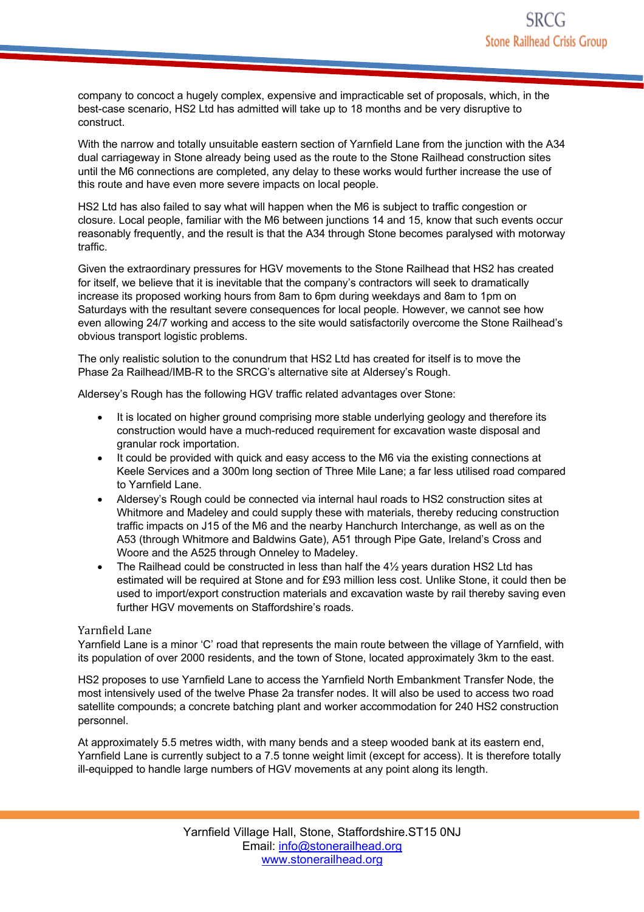company to concoct a hugely complex, expensive and impracticable set of proposals, which, in the best-case scenario, HS2 Ltd has admitted will take up to 18 months and be very disruptive to construct.

With the narrow and totally unsuitable eastern section of Yarnfield Lane from the junction with the A34 dual carriageway in Stone already being used as the route to the Stone Railhead construction sites until the M6 connections are completed, any delay to these works would further increase the use of this route and have even more severe impacts on local people.

HS2 Ltd has also failed to say what will happen when the M6 is subject to traffic congestion or closure. Local people, familiar with the M6 between junctions 14 and 15, know that such events occur reasonably frequently, and the result is that the A34 through Stone becomes paralysed with motorway traffic.

Given the extraordinary pressures for HGV movements to the Stone Railhead that HS2 has created for itself, we believe that it is inevitable that the company's contractors will seek to dramatically increase its proposed working hours from 8am to 6pm during weekdays and 8am to 1pm on Saturdays with the resultant severe consequences for local people. However, we cannot see how even allowing 24/7 working and access to the site would satisfactorily overcome the Stone Railhead's obvious transport logistic problems.

The only realistic solution to the conundrum that HS2 Ltd has created for itself is to move the Phase 2a Railhead/IMB-R to the SRCG's alternative site at Aldersey's Rough.

Aldersey's Rough has the following HGV traffic related advantages over Stone:

- It is located on higher ground comprising more stable underlying geology and therefore its construction would have a much-reduced requirement for excavation waste disposal and granular rock importation.
- It could be provided with quick and easy access to the M6 via the existing connections at Keele Services and a 300m long section of Three Mile Lane; a far less utilised road compared to Yarnfield Lane.
- Aldersey's Rough could be connected via internal haul roads to HS2 construction sites at Whitmore and Madeley and could supply these with materials, thereby reducing construction traffic impacts on J15 of the M6 and the nearby Hanchurch Interchange, as well as on the A53 (through Whitmore and Baldwins Gate), A51 through Pipe Gate, Ireland's Cross and Woore and the A525 through Onneley to Madeley.
- The Railhead could be constructed in less than half the 4½ years duration HS2 Ltd has estimated will be required at Stone and for £93 million less cost. Unlike Stone, it could then be used to import/export construction materials and excavation waste by rail thereby saving even further HGV movements on Staffordshire's roads.

## Yarnfield Lane

Yarnfield Lane is a minor 'C' road that represents the main route between the village of Yarnfield, with its population of over 2000 residents, and the town of Stone, located approximately 3km to the east.

HS2 proposes to use Yarnfield Lane to access the Yarnfield North Embankment Transfer Node, the most intensively used of the twelve Phase 2a transfer nodes. It will also be used to access two road satellite compounds; a concrete batching plant and worker accommodation for 240 HS2 construction personnel.

At approximately 5.5 metres width, with many bends and a steep wooded bank at its eastern end, Yarnfield Lane is currently subject to a 7.5 tonne weight limit (except for access). It is therefore totally ill-equipped to handle large numbers of HGV movements at any point along its length.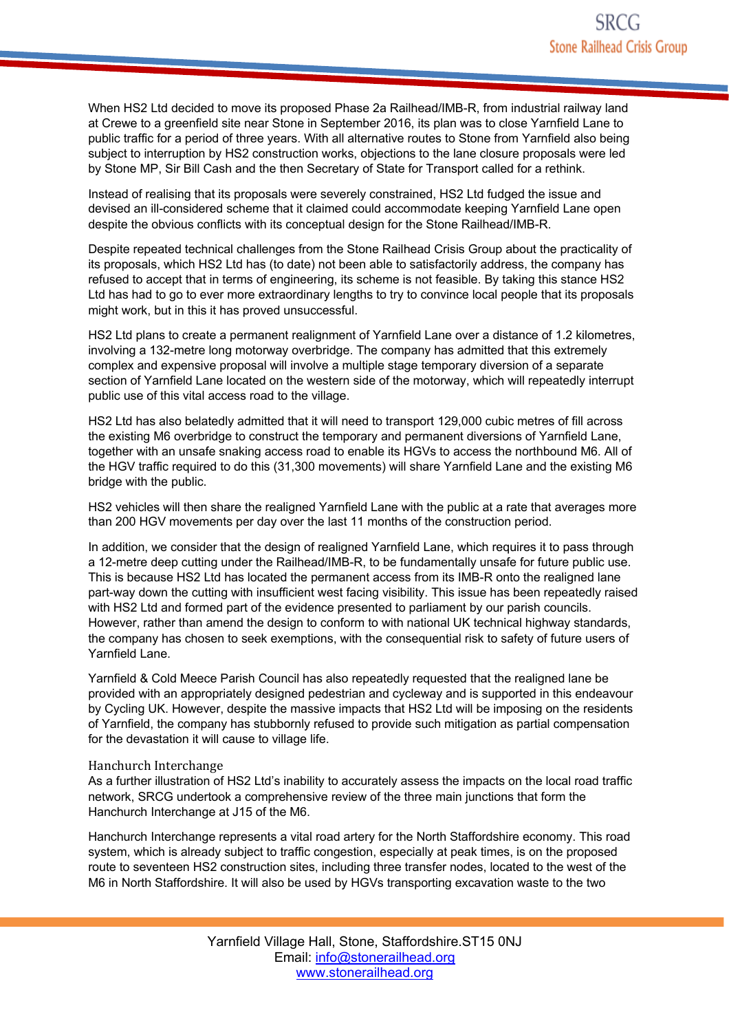When HS2 Ltd decided to move its proposed Phase 2a Railhead/IMB-R, from industrial railway land at Crewe to a greenfield site near Stone in September 2016, its plan was to close Yarnfield Lane to public traffic for a period of three years. With all alternative routes to Stone from Yarnfield also being subject to interruption by HS2 construction works, objections to the lane closure proposals were led by Stone MP, Sir Bill Cash and the then Secretary of State for Transport called for a rethink.

Instead of realising that its proposals were severely constrained, HS2 Ltd fudged the issue and devised an ill-considered scheme that it claimed could accommodate keeping Yarnfield Lane open despite the obvious conflicts with its conceptual design for the Stone Railhead/IMB-R.

Despite repeated technical challenges from the Stone Railhead Crisis Group about the practicality of its proposals, which HS2 Ltd has (to date) not been able to satisfactorily address, the company has refused to accept that in terms of engineering, its scheme is not feasible. By taking this stance HS2 Ltd has had to go to ever more extraordinary lengths to try to convince local people that its proposals might work, but in this it has proved unsuccessful.

HS2 Ltd plans to create a permanent realignment of Yarnfield Lane over a distance of 1.2 kilometres, involving a 132-metre long motorway overbridge. The company has admitted that this extremely complex and expensive proposal will involve a multiple stage temporary diversion of a separate section of Yarnfield Lane located on the western side of the motorway, which will repeatedly interrupt public use of this vital access road to the village.

HS2 Ltd has also belatedly admitted that it will need to transport 129,000 cubic metres of fill across the existing M6 overbridge to construct the temporary and permanent diversions of Yarnfield Lane, together with an unsafe snaking access road to enable its HGVs to access the northbound M6. All of the HGV traffic required to do this (31,300 movements) will share Yarnfield Lane and the existing M6 bridge with the public.

HS2 vehicles will then share the realigned Yarnfield Lane with the public at a rate that averages more than 200 HGV movements per day over the last 11 months of the construction period.

In addition, we consider that the design of realigned Yarnfield Lane, which requires it to pass through a 12-metre deep cutting under the Railhead/IMB-R, to be fundamentally unsafe for future public use. This is because HS2 Ltd has located the permanent access from its IMB-R onto the realigned lane part-way down the cutting with insufficient west facing visibility. This issue has been repeatedly raised with HS2 Ltd and formed part of the evidence presented to parliament by our parish councils. However, rather than amend the design to conform to with national UK technical highway standards, the company has chosen to seek exemptions, with the consequential risk to safety of future users of Yarnfield Lane.

Yarnfield & Cold Meece Parish Council has also repeatedly requested that the realigned lane be provided with an appropriately designed pedestrian and cycleway and is supported in this endeavour by Cycling UK. However, despite the massive impacts that HS2 Ltd will be imposing on the residents of Yarnfield, the company has stubbornly refused to provide such mitigation as partial compensation for the devastation it will cause to village life.

### Hanchurch Interchange

As a further illustration of HS2 Ltd's inability to accurately assess the impacts on the local road traffic network, SRCG undertook a comprehensive review of the three main junctions that form the Hanchurch Interchange at J15 of the M6.

Hanchurch Interchange represents a vital road artery for the North Staffordshire economy. This road system, which is already subject to traffic congestion, especially at peak times, is on the proposed route to seventeen HS2 construction sites, including three transfer nodes, located to the west of the M6 in North Staffordshire. It will also be used by HGVs transporting excavation waste to the two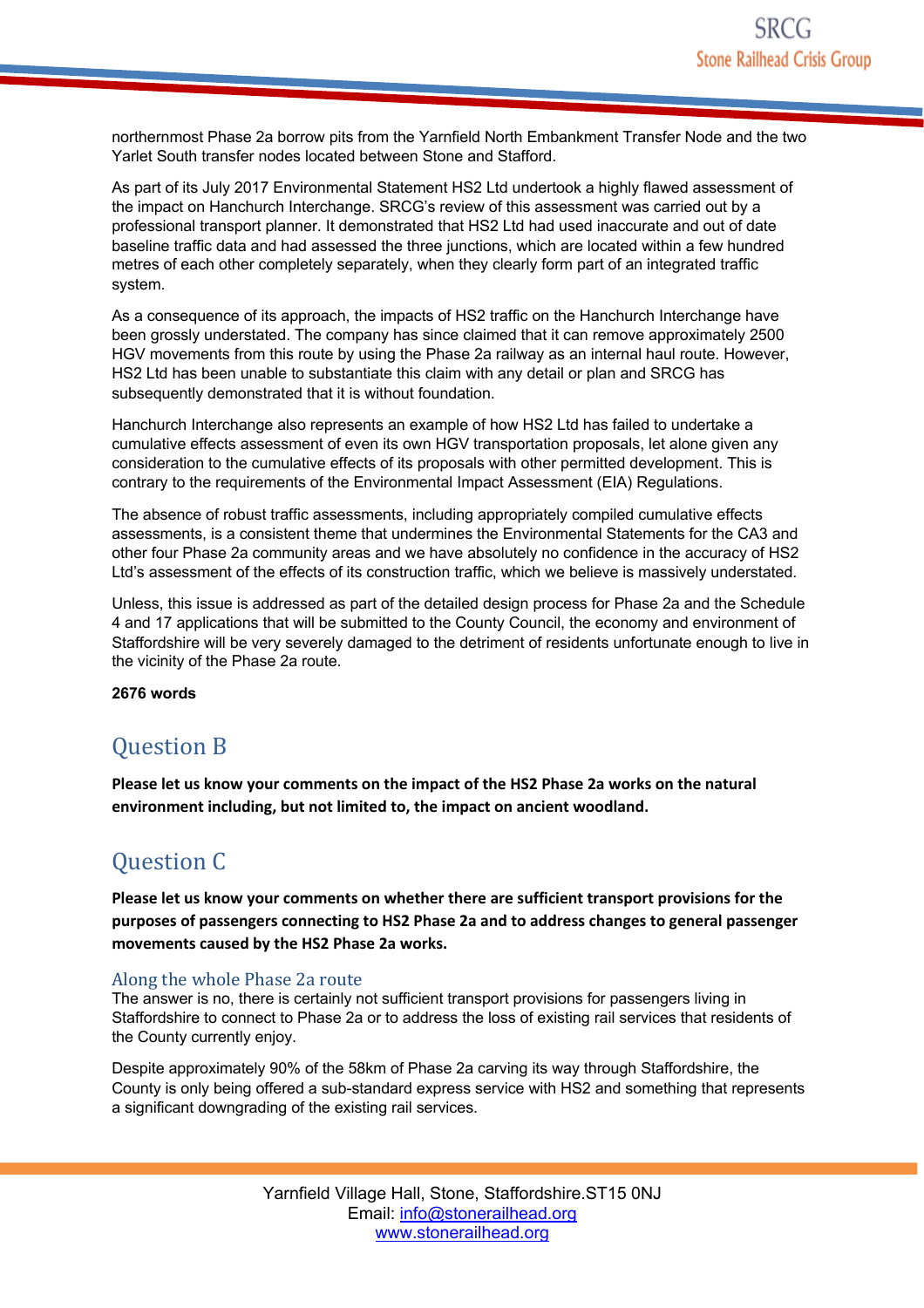northernmost Phase 2a borrow pits from the Yarnfield North Embankment Transfer Node and the two Yarlet South transfer nodes located between Stone and Stafford.

As part of its July 2017 Environmental Statement HS2 Ltd undertook a highly flawed assessment of the impact on Hanchurch Interchange. SRCG's review of this assessment was carried out by a professional transport planner. It demonstrated that HS2 Ltd had used inaccurate and out of date baseline traffic data and had assessed the three junctions, which are located within a few hundred metres of each other completely separately, when they clearly form part of an integrated traffic system.

As a consequence of its approach, the impacts of HS2 traffic on the Hanchurch Interchange have been grossly understated. The company has since claimed that it can remove approximately 2500 HGV movements from this route by using the Phase 2a railway as an internal haul route. However, HS2 Ltd has been unable to substantiate this claim with any detail or plan and SRCG has subsequently demonstrated that it is without foundation.

Hanchurch Interchange also represents an example of how HS2 Ltd has failed to undertake a cumulative effects assessment of even its own HGV transportation proposals, let alone given any consideration to the cumulative effects of its proposals with other permitted development. This is contrary to the requirements of the Environmental Impact Assessment (EIA) Regulations.

The absence of robust traffic assessments, including appropriately compiled cumulative effects assessments, is a consistent theme that undermines the Environmental Statements for the CA3 and other four Phase 2a community areas and we have absolutely no confidence in the accuracy of HS2 Ltd's assessment of the effects of its construction traffic, which we believe is massively understated.

Unless, this issue is addressed as part of the detailed design process for Phase 2a and the Schedule 4 and 17 applications that will be submitted to the County Council, the economy and environment of Staffordshire will be very severely damaged to the detriment of residents unfortunate enough to live in the vicinity of the Phase 2a route.

**2676 words**

## Question B

**Please let us know your comments on the impact of the HS2 Phase 2a works on the natural environment including, but not limited to, the impact on ancient woodland.**

## Question C

**Please let us know your comments on whether there are sufficient transport provisions for the purposes of passengers connecting to HS2 Phase 2a and to address changes to general passenger movements caused by the HS2 Phase 2a works.**

### Along the whole Phase 2a route

The answer is no, there is certainly not sufficient transport provisions for passengers living in Staffordshire to connect to Phase 2a or to address the loss of existing rail services that residents of the County currently enjoy.

Despite approximately 90% of the 58km of Phase 2a carving its way through Staffordshire, the County is only being offered a sub-standard express service with HS2 and something that represents a significant downgrading of the existing rail services.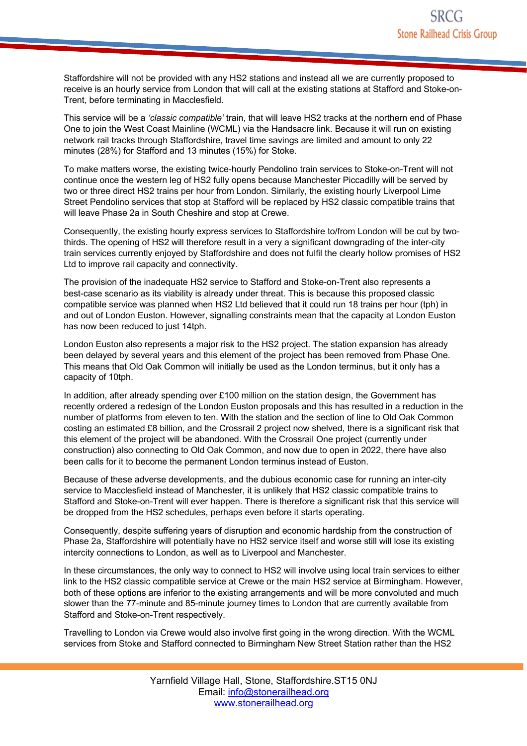Staffordshire will not be provided with any HS2 stations and instead all we are currently proposed to receive is an hourly service from London that will call at the existing stations at Stafford and Stoke-on-Trent, before terminating in Macclesfield.

This service will be a *'classic compatible'* train, that will leave HS2 tracks at the northern end of Phase One to join the West Coast Mainline (WCML) via the Handsacre link. Because it will run on existing network rail tracks through Staffordshire, travel time savings are limited and amount to only 22 minutes (28%) for Stafford and 13 minutes (15%) for Stoke.

To make matters worse, the existing twice-hourly Pendolino train services to Stoke-on-Trent will not continue once the western leg of HS2 fully opens because Manchester Piccadilly will be served by two or three direct HS2 trains per hour from London. Similarly, the existing hourly Liverpool Lime Street Pendolino services that stop at Stafford will be replaced by HS2 classic compatible trains that will leave Phase 2a in South Cheshire and stop at Crewe.

Consequently, the existing hourly express services to Staffordshire to/from London will be cut by two-thirds. The opening of HS2 will therefore result in a very a significant downgrading of the inter-city train services currently enjoyed by Staffordshire and does not fulfil the clearly hollow promises of HS2 Ltd to improve rail capacity and connectivity.

The provision of the inadequate HS2 service to Stafford and Stoke-on-Trent also represents a best-case scenario as its viability is already under threat. This is because this proposed classic compatible service was planned when HS2 Ltd believed that it could run 18 trains per hour (tph) in and out of London Euston. However, signalling constraints mean that the capacity at London Euston has now been reduced to just 14tph.

London Euston also represents a major risk to the HS2 project. The station expansion has already been delayed by several years and this element of the project has been removed from Phase One. This means that Old Oak Common will initially be used as the London terminus, but it only has a capacity of 10tph.

In addition, after already spending over £100 million on the station design, the Government has recently ordered a redesign of the London Euston proposals and this has resulted in a reduction in the number of platforms from eleven to ten. With the station and the section of line to Old Oak Common costing an estimated £8 billion, and the Crossrail 2 project now shelved, there is a significant risk that this element of the project will be abandoned. With the Crossrail One project (currently under construction) also connecting to Old Oak Common, and now due to open in 2022, there have also been calls for it to become the permanent London terminus instead of Euston.

Because of these adverse developments, and the dubious economic case for running an inter-city service to Macclesfield instead of Manchester, it is unlikely that HS2 classic compatible trains to Stafford and Stoke-on-Trent will ever happen. There is therefore a significant risk that this service will be dropped from the HS2 schedules, perhaps even before it starts operating.

Consequently, despite suffering years of disruption and economic hardship from the construction of Phase 2a, Staffordshire will potentially have no HS2 service itself and worse still will lose its existing intercity connections to London, as well as to Liverpool and Manchester.

In these circumstances, the only way to connect to HS2 will involve using local train services to either link to the HS2 classic compatible service at Crewe or the main HS2 service at Birmingham. However, both of these options are inferior to the existing arrangements and will be more convoluted and much slower than the 77-minute and 85-minute journey times to London that are currently available from Stafford and Stoke-on-Trent respectively.

Travelling to London via Crewe would also involve first going in the wrong direction. With the WCML services from Stoke and Stafford connected to Birmingham New Street Station rather than the HS2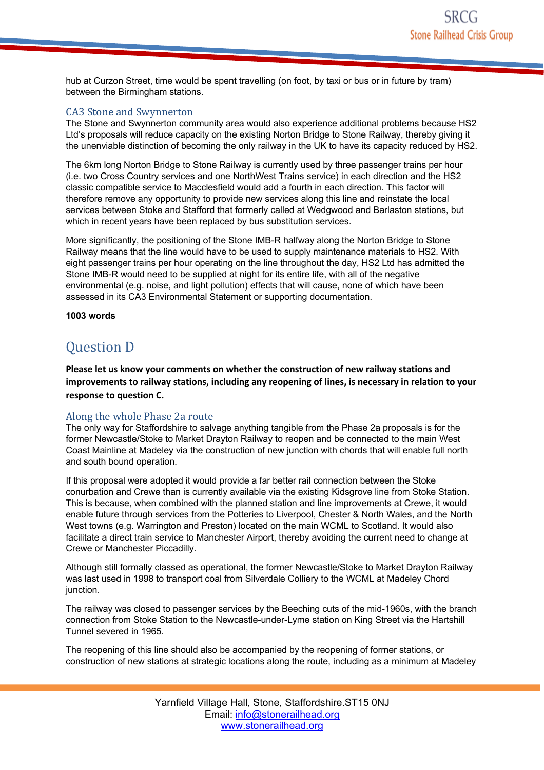hub at Curzon Street, time would be spent travelling (on foot, by taxi or bus or in future by tram) between the Birmingham stations.

### CA3 Stone and Swynnerton

The Stone and Swynnerton community area would also experience additional problems because HS2 Ltd's proposals will reduce capacity on the existing Norton Bridge to Stone Railway, thereby giving it the unenviable distinction of becoming the only railway in the UK to have its capacity reduced by HS2.

The 6km long Norton Bridge to Stone Railway is currently used by three passenger trains per hour (i.e. two Cross Country services and one NorthWest Trains service) in each direction and the HS2 classic compatible service to Macclesfield would add a fourth in each direction. This factor will therefore remove any opportunity to provide new services along this line and reinstate the local services between Stoke and Stafford that formerly called at Wedgwood and Barlaston stations, but which in recent years have been replaced by bus substitution services.

More significantly, the positioning of the Stone IMB-R halfway along the Norton Bridge to Stone Railway means that the line would have to be used to supply maintenance materials to HS2. With eight passenger trains per hour operating on the line throughout the day, HS2 Ltd has admitted the Stone IMB-R would need to be supplied at night for its entire life, with all of the negative environmental (e.g. noise, and light pollution) effects that will cause, none of which have been assessed in its CA3 Environmental Statement or supporting documentation.

**1003 words**

## Question D

**Please let us know your comments on whether the construction of new railway stations and improvements to railway stations, including any reopening of lines, is necessary in relation to your response to question C.**

### Along the whole Phase 2a route

The only way for Staffordshire to salvage anything tangible from the Phase 2a proposals is for the former Newcastle/Stoke to Market Drayton Railway to reopen and be connected to the main West Coast Mainline at Madeley via the construction of new junction with chords that will enable full north and south bound operation.

If this proposal were adopted it would provide a far better rail connection between the Stoke conurbation and Crewe than is currently available via the existing Kidsgrove line from Stoke Station. This is because, when combined with the planned station and line improvements at Crewe, it would enable future through services from the Potteries to Liverpool, Chester & North Wales, and the North West towns (e.g. Warrington and Preston) located on the main WCML to Scotland. It would also facilitate a direct train service to Manchester Airport, thereby avoiding the current need to change at Crewe or Manchester Piccadilly.

Although still formally classed as operational, the former Newcastle/Stoke to Market Drayton Railway was last used in 1998 to transport coal from Silverdale Colliery to the WCML at Madeley Chord junction.

The railway was closed to passenger services by the Beeching cuts of the mid-1960s, with the branch connection from Stoke Station to the Newcastle-under-Lyme station on King Street via the Hartshill Tunnel severed in 1965.

The reopening of this line should also be accompanied by the reopening of former stations, or construction of new stations at strategic locations along the route, including as a minimum at Madeley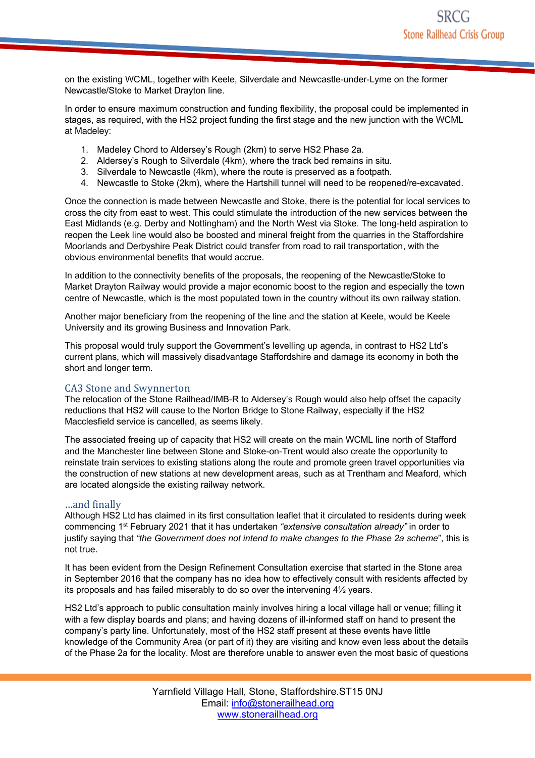on the existing WCML, together with Keele, Silverdale and Newcastle-under-Lyme on the former Newcastle/Stoke to Market Drayton line.

In order to ensure maximum construction and funding flexibility, the proposal could be implemented in stages, as required, with the HS2 project funding the first stage and the new junction with the WCML at Madeley:

1. Madeley Chord to Aldersey's Rough (2km) to serve HS2 Phase 2a.
2. Aldersey's Rough to Silverdale (4km), where the track bed remains in situ.
3. Silverdale to Newcastle (4km), where the route is preserved as a footpath.
4. Newcastle to Stoke (2km), where the Hartshill tunnel will need to be reopened/re-excavated.

Once the connection is made between Newcastle and Stoke, there is the potential for local services to cross the city from east to west. This could stimulate the introduction of the new services between the East Midlands (e.g. Derby and Nottingham) and the North West via Stoke. The long-held aspiration to reopen the Leek line would also be boosted and mineral freight from the quarries in the Staffordshire Moorlands and Derbyshire Peak District could transfer from road to rail transportation, with the obvious environmental benefits that would accrue.

In addition to the connectivity benefits of the proposals, the reopening of the Newcastle/Stoke to Market Drayton Railway would provide a major economic boost to the region and especially the town centre of Newcastle, which is the most populated town in the country without its own railway station.

Another major beneficiary from the reopening of the line and the station at Keele, would be Keele University and its growing Business and Innovation Park.

This proposal would truly support the Government's levelling up agenda, in contrast to HS2 Ltd's current plans, which will massively disadvantage Staffordshire and damage its economy in both the short and longer term.

## CA3 Stone and Swynnerton

The relocation of the Stone Railhead/IMB-R to Aldersey's Rough would also help offset the capacity reductions that HS2 will cause to the Norton Bridge to Stone Railway, especially if the HS2 Macclesfield service is cancelled, as seems likely.

The associated freeing up of capacity that HS2 will create on the main WCML line north of Stafford and the Manchester line between Stone and Stoke-on-Trent would also create the opportunity to reinstate train services to existing stations along the route and promote green travel opportunities via the construction of new stations at new development areas, such as at Trentham and Meaford, which are located alongside the existing railway network.

## …and finally

Although HS2 Ltd has claimed in its first consultation leaflet that it circulated to residents during week commencing 1st February 2021 that it has undertaken *"extensive consultation already"* in order to justify saying that *"the Government does not intend to make changes to the Phase 2a scheme*", this is not true.

It has been evident from the Design Refinement Consultation exercise that started in the Stone area in September 2016 that the company has no idea how to effectively consult with residents affected by its proposals and has failed miserably to do so over the intervening 4½ years.

HS2 Ltd's approach to public consultation mainly involves hiring a local village hall or venue; filling it with a few display boards and plans; and having dozens of ill-informed staff on hand to present the company's party line. Unfortunately, most of the HS2 staff present at these events have little knowledge of the Community Area (or part of it) they are visiting and know even less about the details of the Phase 2a for the locality. Most are therefore unable to answer even the most basic of questions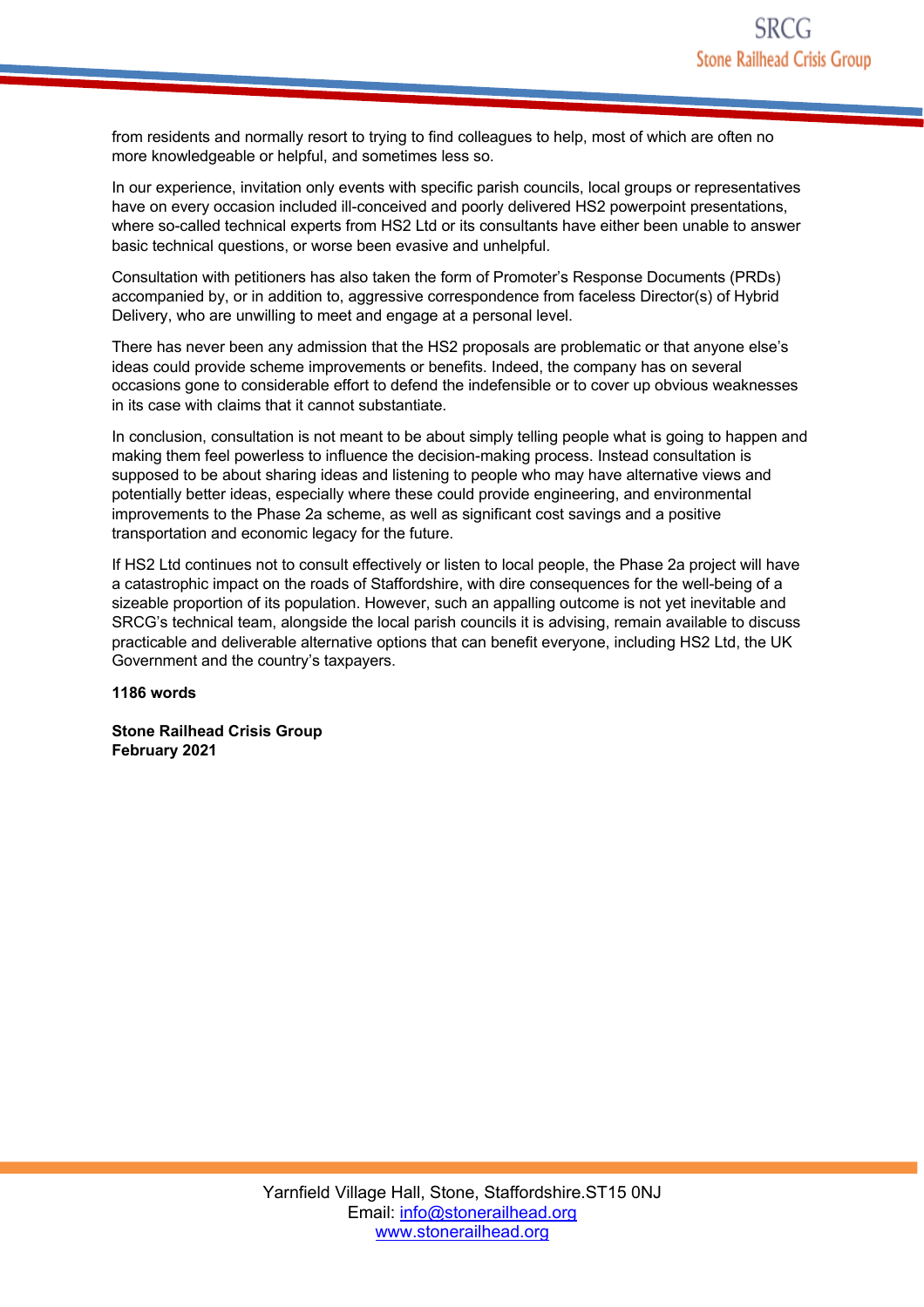from residents and normally resort to trying to find colleagues to help, most of which are often no more knowledgeable or helpful, and sometimes less so.

In our experience, invitation only events with specific parish councils, local groups or representatives have on every occasion included ill-conceived and poorly delivered HS2 powerpoint presentations, where so-called technical experts from HS2 Ltd or its consultants have either been unable to answer basic technical questions, or worse been evasive and unhelpful.

Consultation with petitioners has also taken the form of Promoter's Response Documents (PRDs) accompanied by, or in addition to, aggressive correspondence from faceless Director(s) of Hybrid Delivery, who are unwilling to meet and engage at a personal level.

There has never been any admission that the HS2 proposals are problematic or that anyone else's ideas could provide scheme improvements or benefits. Indeed, the company has on several occasions gone to considerable effort to defend the indefensible or to cover up obvious weaknesses in its case with claims that it cannot substantiate.

In conclusion, consultation is not meant to be about simply telling people what is going to happen and making them feel powerless to influence the decision-making process. Instead consultation is supposed to be about sharing ideas and listening to people who may have alternative views and potentially better ideas, especially where these could provide engineering, and environmental improvements to the Phase 2a scheme, as well as significant cost savings and a positive transportation and economic legacy for the future.

If HS2 Ltd continues not to consult effectively or listen to local people, the Phase 2a project will have a catastrophic impact on the roads of Staffordshire, with dire consequences for the well-being of a sizeable proportion of its population. However, such an appalling outcome is not yet inevitable and SRCG's technical team, alongside the local parish councils it is advising, remain available to discuss practicable and deliverable alternative options that can benefit everyone, including HS2 Ltd, the UK Government and the country's taxpayers.

**1186 words**

**Stone Railhead Crisis Group**
**February 2021**